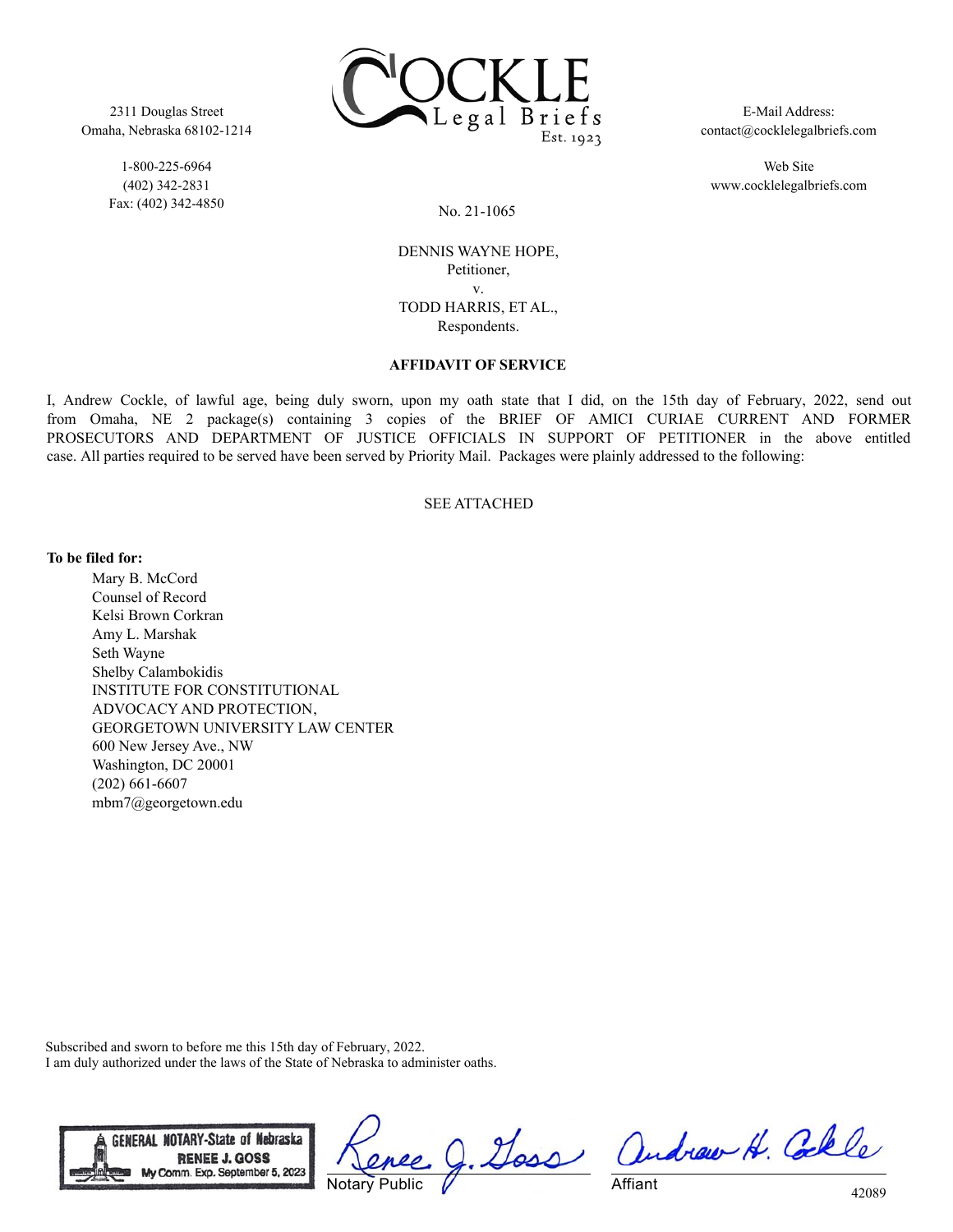2311 Douglas Street
Omaha, Nebraska 68102-1214

1-800-225-6964
(402) 342-2831
Fax: (402) 342-4850

COCKLE Legal Briefs Est. 1923

E-Mail Address:
contact@cocklelegalbriefs.com

Web Site
www.cocklelegalbriefs.com

No. 21-1065

DENNIS WAYNE HOPE,
Petitioner,
v.
TODD HARRIS, ET AL.,
Respondents.

**AFFIDAVIT OF SERVICE**

I, Andrew Cockle, of lawful age, being duly sworn, upon my oath state that I did, on the 15th day of February, 2022, send out from Omaha, NE 2 package(s) containing 3 copies of the BRIEF OF AMICI CURIAE CURRENT AND FORMER PROSECUTORS AND DEPARTMENT OF JUSTICE OFFICIALS IN SUPPORT OF PETITIONER in the above entitled case. All parties required to be served have been served by Priority Mail. Packages were plainly addressed to the following:

SEE ATTACHED

**To be filed for:**

Mary B. McCord
Counsel of Record
Kelsi Brown Corkran
Amy L. Marshak
Seth Wayne
Shelby Calambokidis
INSTITUTE FOR CONSTITUTIONAL
ADVOCACY AND PROTECTION,
GEORGETOWN UNIVERSITY LAW CENTER
600 New Jersey Ave., NW
Washington, DC 20001
(202) 661-6607
mbm7@georgetown.edu

Subscribed and sworn to before me this 15th day of February, 2022.
I am duly authorized under the laws of the State of Nebraska to administer oaths.

GENERAL NOTARY-State of Nebraska
RENEE J. GOSS
My Comm. Exp. September 5, 2023

Renee J. Goss
Notary Public

Andrew H. Cockle
Affiant

42089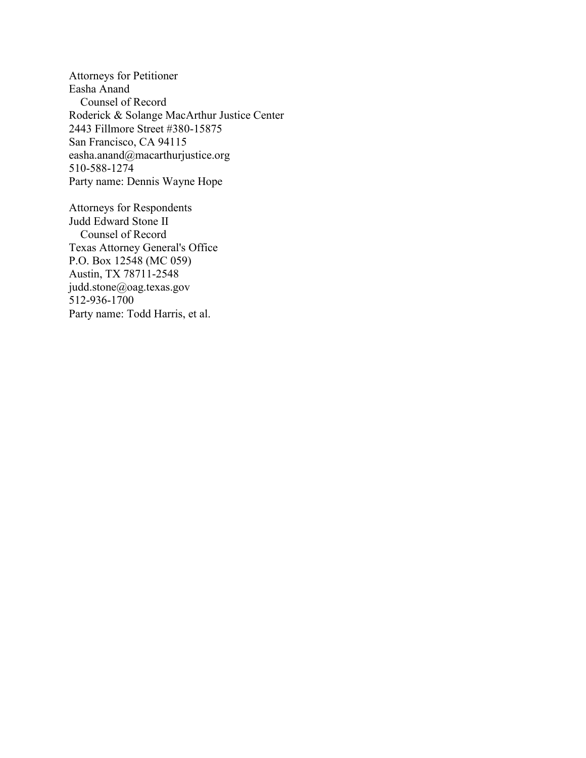Attorneys for Petitioner
Easha Anand
   Counsel of Record
Roderick & Solange MacArthur Justice Center
2443 Fillmore Street #380-15875
San Francisco, CA 94115
easha.anand@macarthurjustice.org
510-588-1274
Party name: Dennis Wayne Hope

Attorneys for Respondents
Judd Edward Stone II
   Counsel of Record
Texas Attorney General's Office
P.O. Box 12548 (MC 059)
Austin, TX 78711-2548
judd.stone@oag.texas.gov
512-936-1700
Party name: Todd Harris, et al.